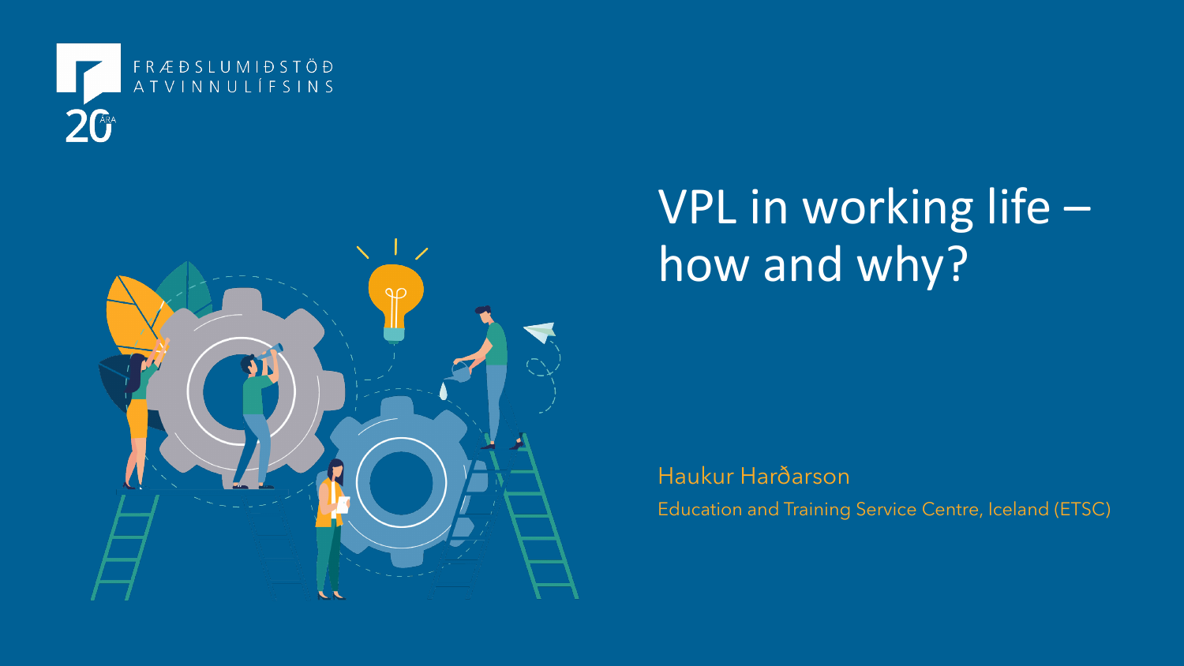FRÆÐSLUMIÐSTÖÐ ATVINNULÍFSINS

20 ÁRA

# VPL in working life – how and why?

Haukur Harðarson

Education and Training Service Centre, Iceland (ETSC)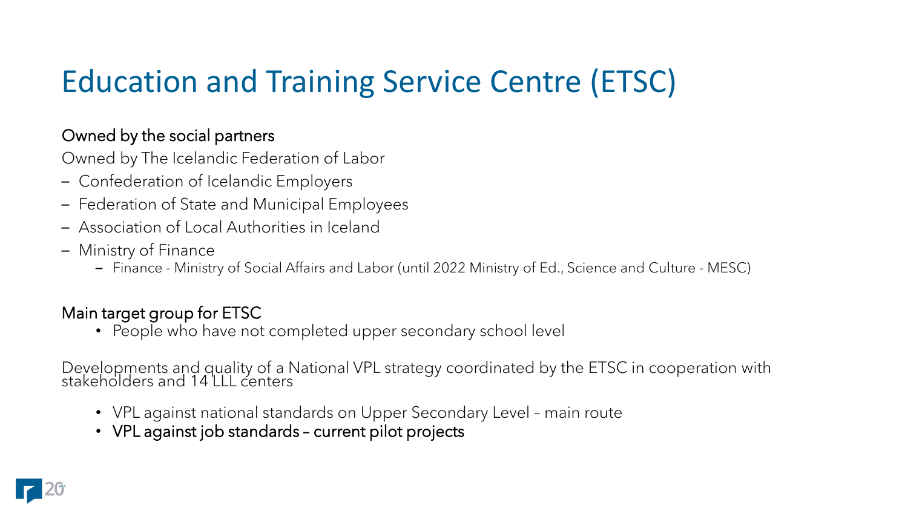# Education and Training Service Centre (ETSC)

Owned by the social partners

Owned by The Icelandic Federation of Labor

- Confederation of Icelandic Employers
- Federation of State and Municipal Employees
- Association of Local Authorities in Iceland
- Ministry of Finance
  - Finance - Ministry of Social Affairs and Labor (until 2022 Ministry of Ed., Science and Culture - MESC)

Main target group for ETSC

- People who have not completed upper secondary school level

Developments and quality of a National VPL strategy coordinated by the ETSC in cooperation with stakeholders and 14 LLL centers

- VPL against national standards on Upper Secondary Level – main route
- VPL against job standards – current pilot projects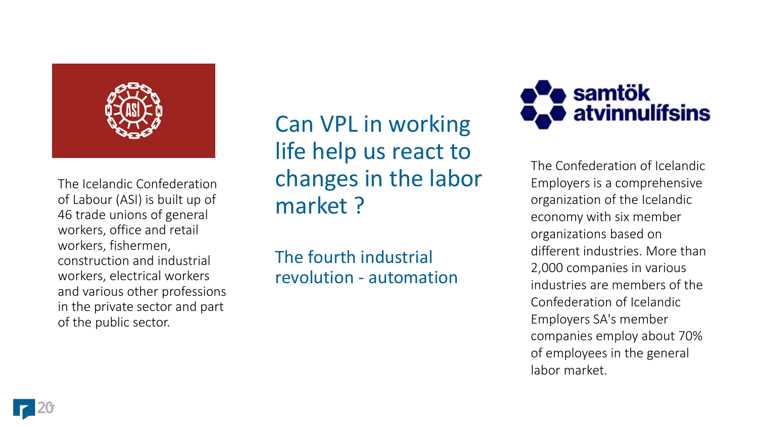The Icelandic Confederation of Labour (ASI) is built up of 46 trade unions of general workers, office and retail workers, fishermen, construction and industrial workers, electrical workers and various other professions in the private sector and part of the public sector.

## Can VPL in working life help us react to changes in the labor market ?

### The fourth industrial revolution - automation

samtök atvinnulífsins

The Confederation of Icelandic Employers is a comprehensive organization of the Icelandic economy with six member organizations based on different industries. More than 2,000 companies in various industries are members of the Confederation of Icelandic Employers SA's member companies employ about 70% of employees in the general labor market.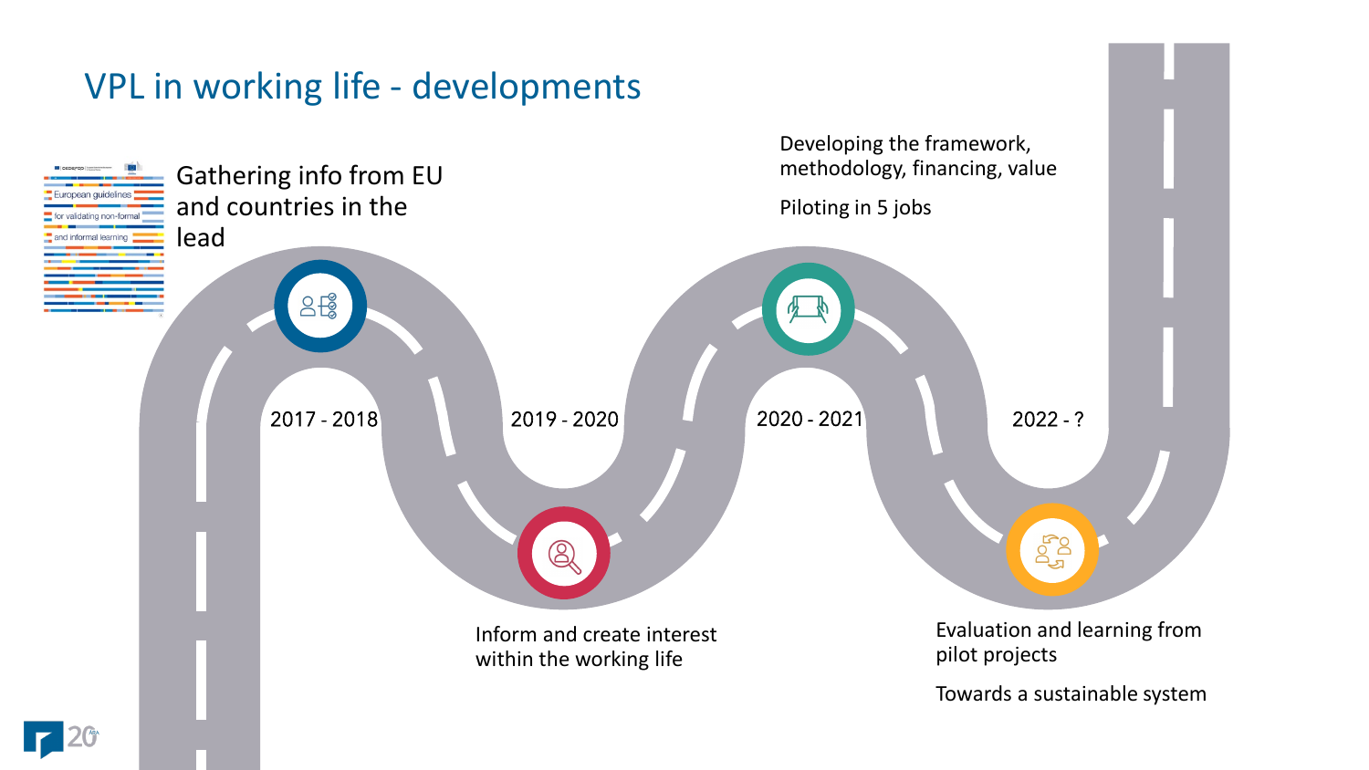# VPL in working life - developments

European guidelines for validating non-formal and informal learning

**2017 - 2018**

Gathering info from EU and countries in the lead

**2019 - 2020**

Inform and create interest within the working life

**2020 - 2021**

Developing the framework, methodology, financing, value

Piloting in 5 jobs

**2022 - ?**

Evaluation and learning from pilot projects

Towards a sustainable system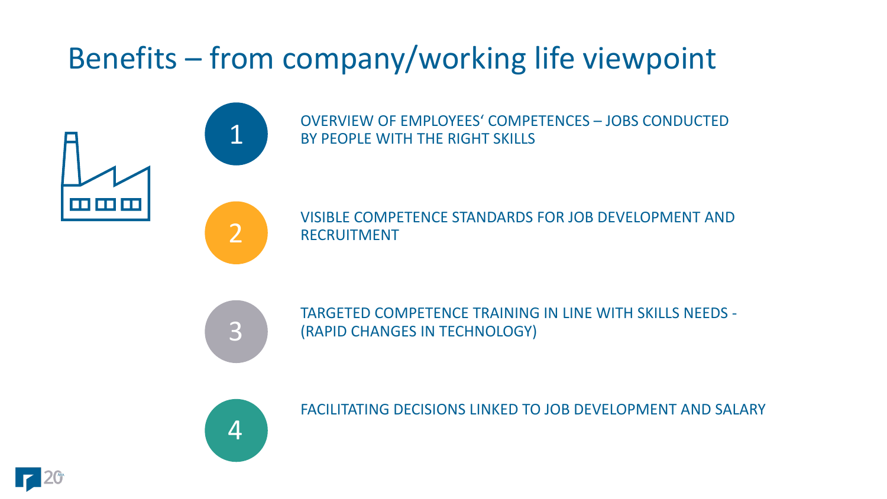# Benefits – from company/working life viewpoint

1. OVERVIEW OF EMPLOYEES' COMPETENCES – JOBS CONDUCTED BY PEOPLE WITH THE RIGHT SKILLS
2. VISIBLE COMPETENCE STANDARDS FOR JOB DEVELOPMENT AND RECRUITMENT
3. TARGETED COMPETENCE TRAINING IN LINE WITH SKILLS NEEDS - (RAPID CHANGES IN TECHNOLOGY)
4. FACILITATING DECISIONS LINKED TO JOB DEVELOPMENT AND SALARY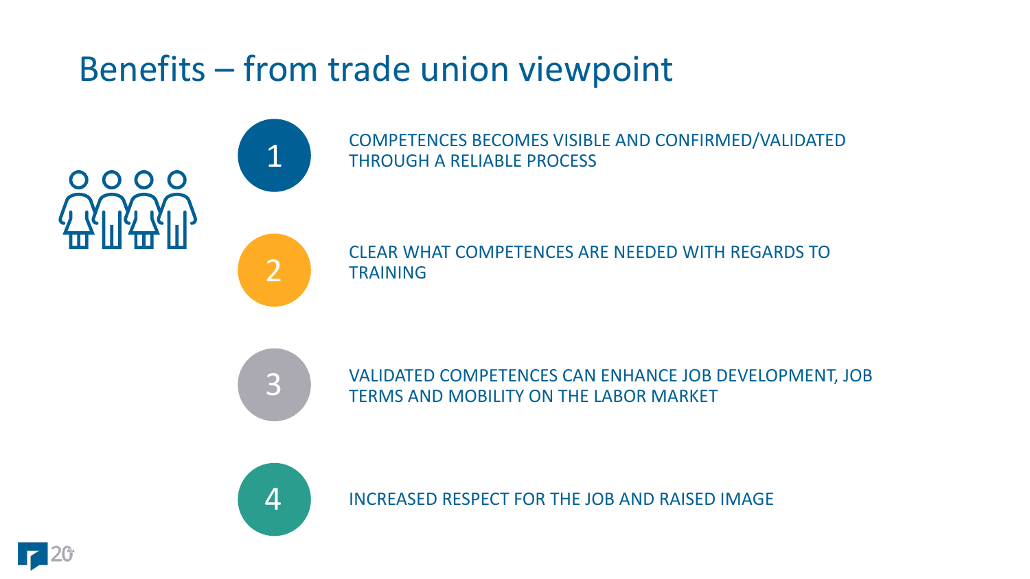# Benefits – from trade union viewpoint

1. COMPETENCES BECOMES VISIBLE AND CONFIRMED/VALIDATED THROUGH A RELIABLE PROCESS
2. CLEAR WHAT COMPETENCES ARE NEEDED WITH REGARDS TO TRAINING
3. VALIDATED COMPETENCES CAN ENHANCE JOB DEVELOPMENT, JOB TERMS AND MOBILITY ON THE LABOR MARKET
4. INCREASED RESPECT FOR THE JOB AND RAISED IMAGE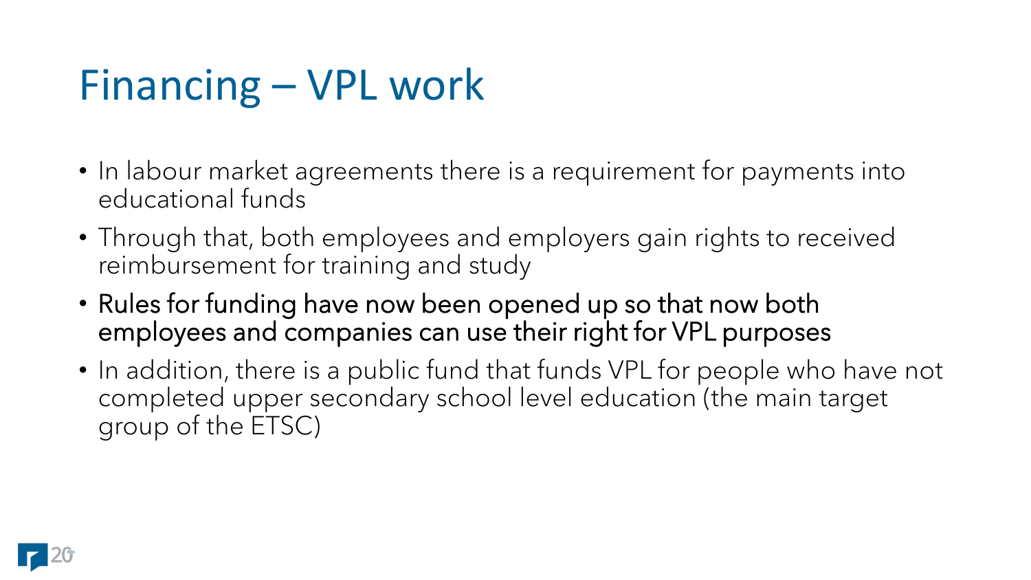# Financing – VPL work

- In labour market agreements there is a requirement for payments into educational funds
- Through that, both employees and employers gain rights to received reimbursement for training and study
- Rules for funding have now been opened up so that now both employees and companies can use their right for VPL purposes
- In addition, there is a public fund that funds VPL for people who have not completed upper secondary school level education (the main target group of the ETSC)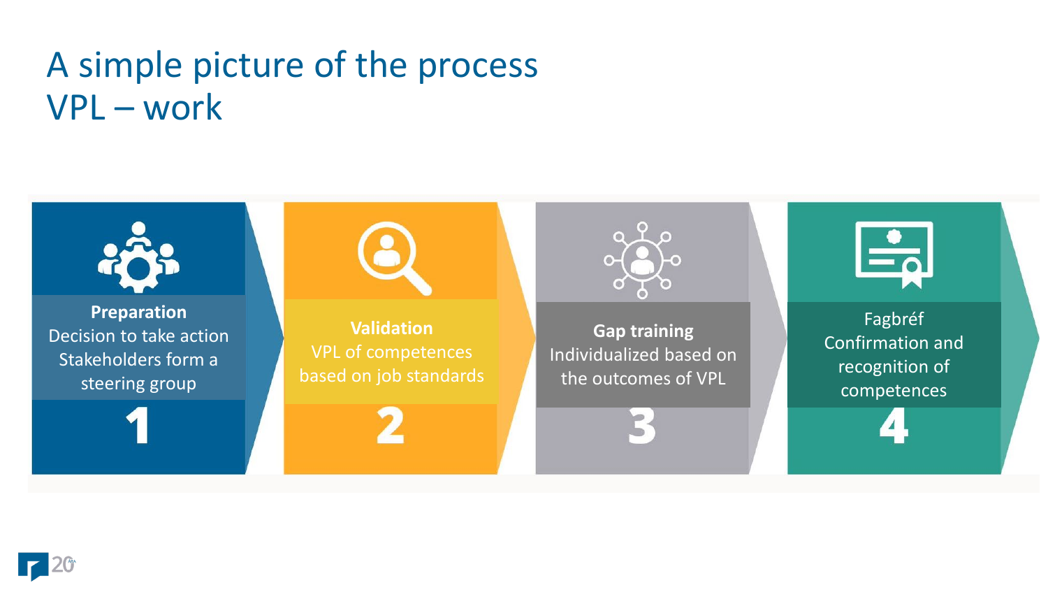# A simple picture of the process VPL – work

1. **Preparation**
   Decision to take action
   Stakeholders form a steering group

2. **Validation**
   VPL of competences based on job standards

3. **Gap training**
   Individualized based on the outcomes of VPL

4. Fagbréf
   Confirmation and recognition of competences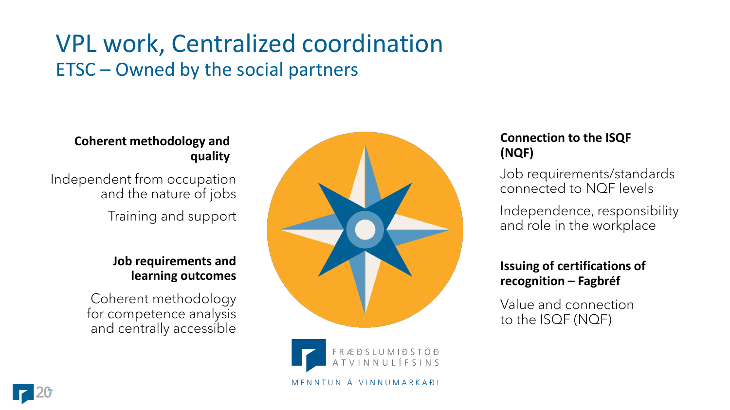# VPL work, Centralized coordination

## ETSC – Owned by the social partners

**Coherent methodology and quality**

Independent from occupation and the nature of jobs

Training and support

**Job requirements and learning outcomes**

Coherent methodology for competence analysis and centrally accessible

**Connection to the ISQF (NQF)**

Job requirements/standards connected to NQF levels

Independence, responsibility and role in the workplace

**Issuing of certifications of recognition – Fagbréf**

Value and connection to the ISQF (NQF)

FRÆÐSLUMIÐSTÖÐ ATVINNULÍFSINS

MENNTUN Á VINNUMARKAÐI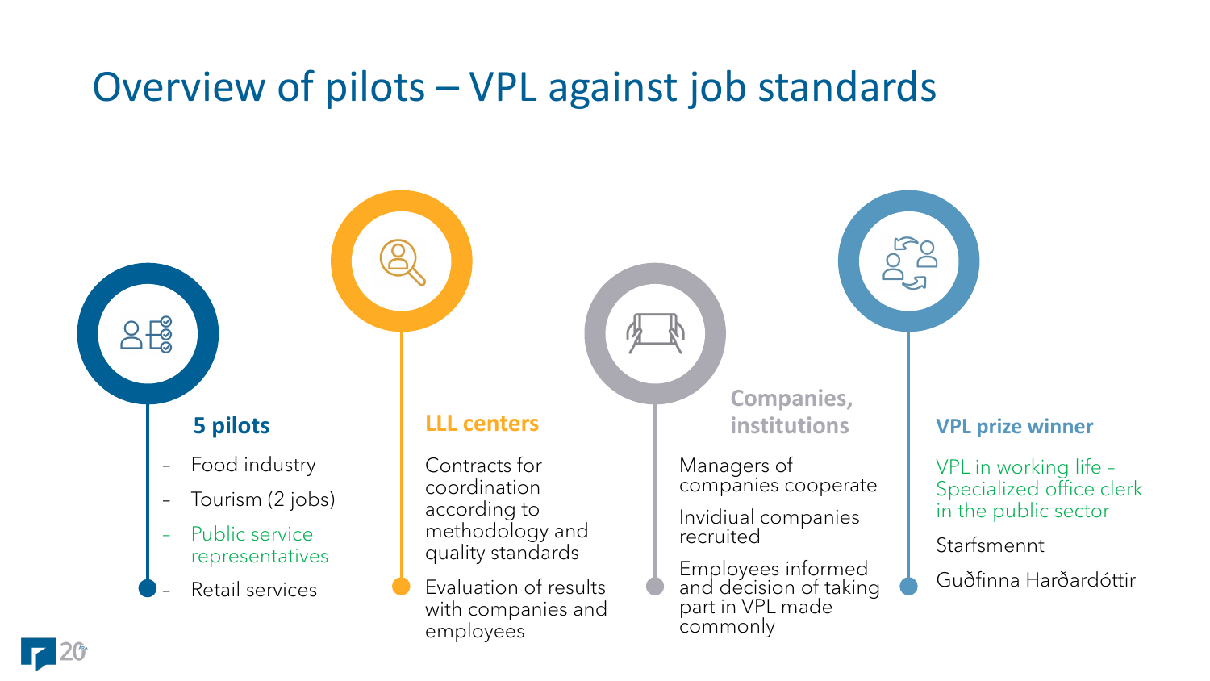# Overview of pilots – VPL against job standards

### 5 pilots

- Food industry
- Tourism (2 jobs)
- Public service representatives
- Retail services

### LLL centers

Contracts for coordination according to methodology and quality standards

Evaluation of results with companies and employees

### Companies, institutions

Managers of companies cooperate

Invidiual companies recruited

Employees informed and decision of taking part in VPL made commonly

### VPL prize winner

VPL in working life – Specialized office clerk in the public sector

Starfsmennt

Guðfinna Harðardóttir